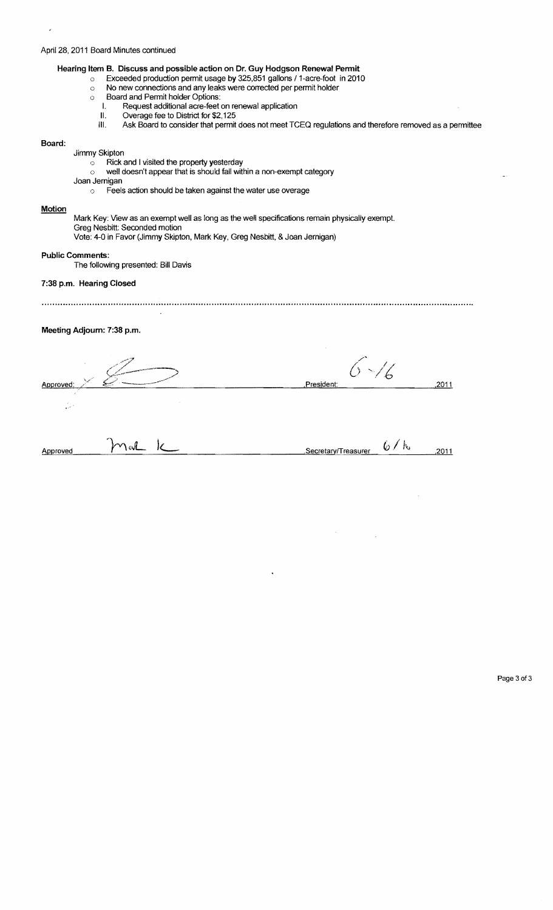April 28, 2011 Board Minutes continued

**Hearing Item B. Discuss and possible action on Dr. Guy Hodgson Renewal Permit**

- Exceeded production permit usage by 325,851 gallons / 1-acre-foot in 2010
- No new connections and any leaks were corrected per permit holder
- Board and Permit holder Options:
  - I. Request additional acre-feet on renewal application
  - II. Overage fee to District for $2,125
  - III. Ask Board to consider that permit does not meet TCEQ regulations and therefore removed as a permittee

**Board:**

Jimmy Skipton

- Rick and I visited the property yesterday
- well doesn't appear that is should fall within a non-exempt category

Joan Jernigan

- Feels action should be taken against the water use overage

**Motion**

Mark Key: View as an exempt well as long as the well specifications remain physically exempt.
Greg Nesbitt: Seconded motion
Vote: 4-0 in Favor (Jimmy Skipton, Mark Key, Greg Nesbitt, & Joan Jernigan)

**Public Comments:**

The following presented: Bill Davis

**7:38 p.m. Hearing Closed**

---

**Meeting Adjourn: 7:38 p.m.**

Approved: [signature] President: 6-16, 2011

Approved: Mark K Secretary/Treasurer 6/16, 2011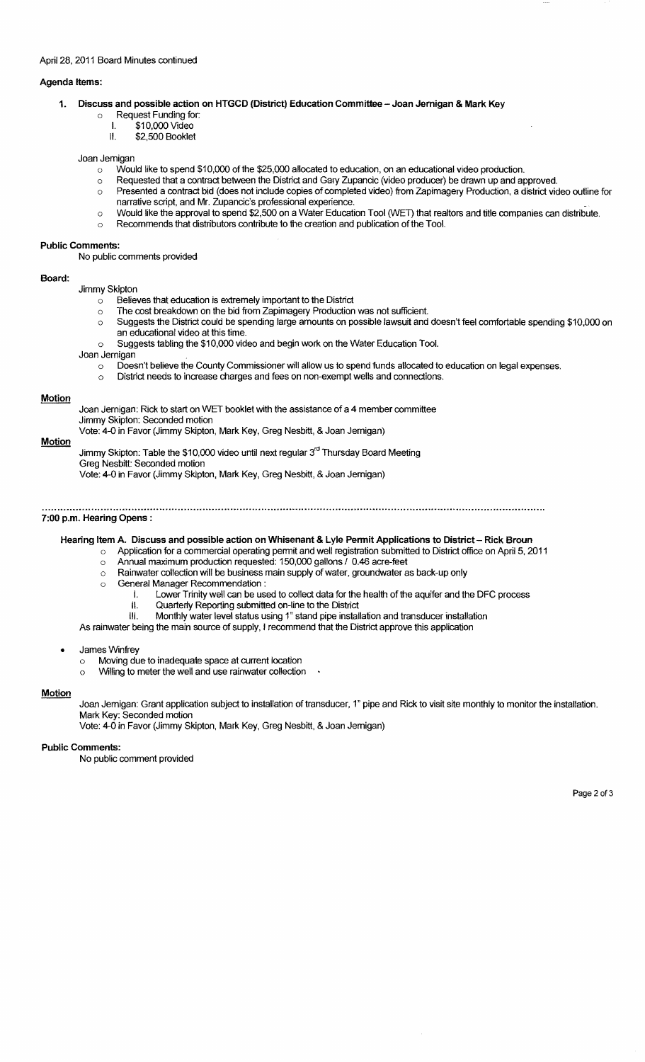April 28, 2011 Board Minutes continued

**Agenda Items:**

1. **Discuss and possible action on HTGCD (District) Education Committee – Joan Jernigan & Mark Key**
   - Request Funding for:
     - I. $10,000 Video
     - II. $2,500 Booklet

Joan Jernigan

- Would like to spend $10,000 of the $25,000 allocated to education, on an educational video production.
- Requested that a contract between the District and Gary Zupancic (video producer) be drawn up and approved.
- Presented a contract bid (does not include copies of completed video) from Zapimagery Production, a district video outline for narrative script, and Mr. Zupancic's professional experience.
- Would like the approval to spend $2,500 on a Water Education Tool (WET) that realtors and title companies can distribute.
- Recommends that distributors contribute to the creation and publication of the Tool.

**Public Comments:**

No public comments provided

**Board:**

Jimmy Skipton

- Believes that education is extremely important to the District
- The cost breakdown on the bid from Zapimagery Production was not sufficient.
- Suggests the District could be spending large amounts on possible lawsuit and doesn't feel comfortable spending $10,000 on an educational video at this time.
- Suggests tabling the $10,000 video and begin work on the Water Education Tool.

Joan Jernigan

- Doesn't believe the County Commissioner will allow us to spend funds allocated to education on legal expenses.
- District needs to increase charges and fees on non-exempt wells and connections.

**Motion**

Joan Jernigan: Rick to start on WET booklet with the assistance of a 4 member committee
Jimmy Skipton: Seconded motion
Vote: 4-0 in Favor (Jimmy Skipton, Mark Key, Greg Nesbitt, & Joan Jernigan)

**Motion**

Jimmy Skipton: Table the $10,000 video until next regular 3rd Thursday Board Meeting
Greg Nesbitt: Seconded motion
Vote: 4-0 in Favor (Jimmy Skipton, Mark Key, Greg Nesbitt, & Joan Jernigan)

---

**7:00 p.m. Hearing Opens :**

**Hearing Item A. Discuss and possible action on Whisenant & Lyle Permit Applications to District – Rick Broun**

- Application for a commercial operating permit and well registration submitted to District office on April 5, 2011
- Annual maximum production requested: 150,000 gallons / 0.46 acre-feet
- Rainwater collection will be business main supply of water, groundwater as back-up only
- General Manager Recommendation :
  - I. Lower Trinity well can be used to collect data for the health of the aquifer and the DFC process
  - II. Quarterly Reporting submitted on-line to the District
  - III. Monthly water level status using 1" stand pipe installation and transducer installation

As rainwater being the main source of supply, I recommend that the District approve this application

- James Winfrey
  - Moving due to inadequate space at current location
  - Willing to meter the well and use rainwater collection

**Motion**

Joan Jernigan: Grant application subject to installation of transducer, 1" pipe and Rick to visit site monthly to monitor the installation.
Mark Key: Seconded motion
Vote: 4-0 in Favor (Jimmy Skipton, Mark Key, Greg Nesbitt, & Joan Jernigan)

**Public Comments:**

No public comment provided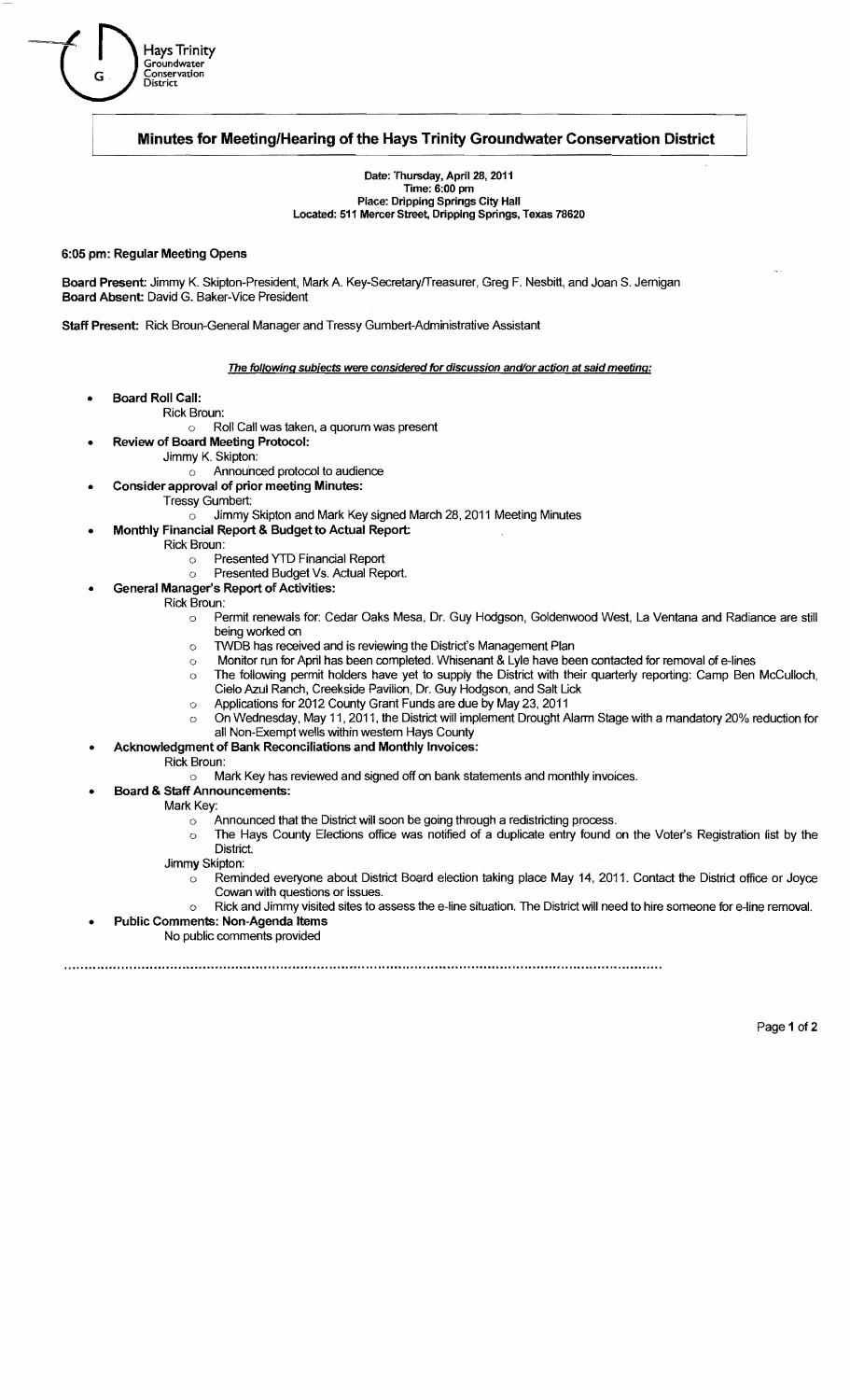Hays Trinity Groundwater Conservation District

## Minutes for Meeting/Hearing of the Hays Trinity Groundwater Conservation District

**Date: Thursday, April 28, 2011**
**Time: 6:00 pm**
**Place: Dripping Springs City Hall**
**Located: 511 Mercer Street, Dripping Springs, Texas 78620**

**6:05 pm: Regular Meeting Opens**

**Board Present:** Jimmy K. Skipton-President, Mark A. Key-Secretary/Treasurer, Greg F. Nesbitt, and Joan S. Jernigan
**Board Absent:** David G. Baker-Vice President

**Staff Present:** Rick Broun-General Manager and Tressy Gumbert-Administrative Assistant

***The following subjects were considered for discussion and/or action at said meeting:***

- **Board Roll Call:**
  - Rick Broun:
    - Roll Call was taken, a quorum was present
- **Review of Board Meeting Protocol:**
  - Jimmy K. Skipton:
    - Announced protocol to audience
- **Consider approval of prior meeting Minutes:**
  - Tressy Gumbert:
    - Jimmy Skipton and Mark Key signed March 28, 2011 Meeting Minutes
- **Monthly Financial Report & Budget to Actual Report:**
  - Rick Broun:
    - Presented YTD Financial Report
    - Presented Budget Vs. Actual Report.
- **General Manager's Report of Activities:**
  - Rick Broun:
    - Permit renewals for: Cedar Oaks Mesa, Dr. Guy Hodgson, Goldenwood West, La Ventana and Radiance are still being worked on
    - TWDB has received and is reviewing the District's Management Plan
    - Monitor run for April has been completed. Whisenant & Lyle have been contacted for removal of e-lines
    - The following permit holders have yet to supply the District with their quarterly reporting: Camp Ben McCulloch, Cielo Azul Ranch, Creekside Pavilion, Dr. Guy Hodgson, and Salt Lick
    - Applications for 2012 County Grant Funds are due by May 23, 2011
    - On Wednesday, May 11, 2011, the District will implement Drought Alarm Stage with a mandatory 20% reduction for all Non-Exempt wells within western Hays County
- **Acknowledgment of Bank Reconciliations and Monthly Invoices:**
  - Rick Broun:
    - Mark Key has reviewed and signed off on bank statements and monthly invoices.
- **Board & Staff Announcements:**
  - Mark Key:
    - Announced that the District will soon be going through a redistricting process.
    - The Hays County Elections office was notified of a duplicate entry found on the Voter's Registration list by the District.
  - Jimmy Skipton:
    - Reminded everyone about District Board election taking place May 14, 2011. Contact the District office or Joyce Cowan with questions or issues.
    - Rick and Jimmy visited sites to assess the e-line situation. The District will need to hire someone for e-line removal.
- **Public Comments: Non-Agenda Items**
  - No public comments provided